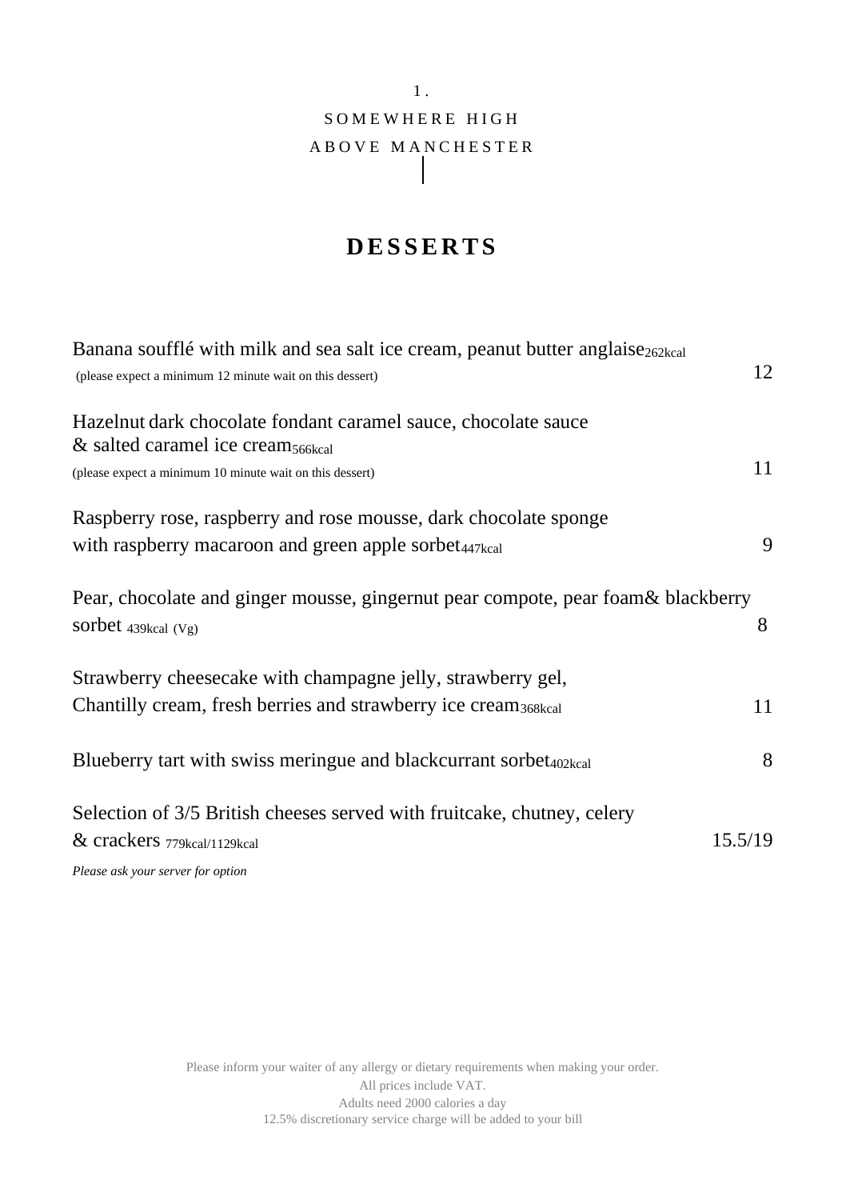1.

SOMEWHERE HIGH

ABOVE MANCHESTER

# DESSERTS

Banana soufflé with milk and sea salt ice cream, peanut butter anglaise 262kcal
(please expect a minimum 12 minute wait on this dessert) — 12

Hazelnut dark chocolate fondant caramel sauce, chocolate sauce & salted caramel ice cream 566kcal
(please expect a minimum 10 minute wait on this dessert) — 11

Raspberry rose, raspberry and rose mousse, dark chocolate sponge with raspberry macaroon and green apple sorbet 447kcal — 9

Pear, chocolate and ginger mousse, gingernut pear compote, pear foam& blackberry sorbet 439kcal (Vg) — 8

Strawberry cheesecake with champagne jelly, strawberry gel, Chantilly cream, fresh berries and strawberry ice cream 368kcal — 11

Blueberry tart with swiss meringue and blackcurrant sorbet 402kcal — 8

Selection of 3/5 British cheeses served with fruitcake, chutney, celery & crackers 779kcal/1129kcal — 15.5/19
*Please ask your server for option*

Please inform your waiter of any allergy or dietary requirements when making your order.
All prices include VAT.
Adults need 2000 calories a day
12.5% discretionary service charge will be added to your bill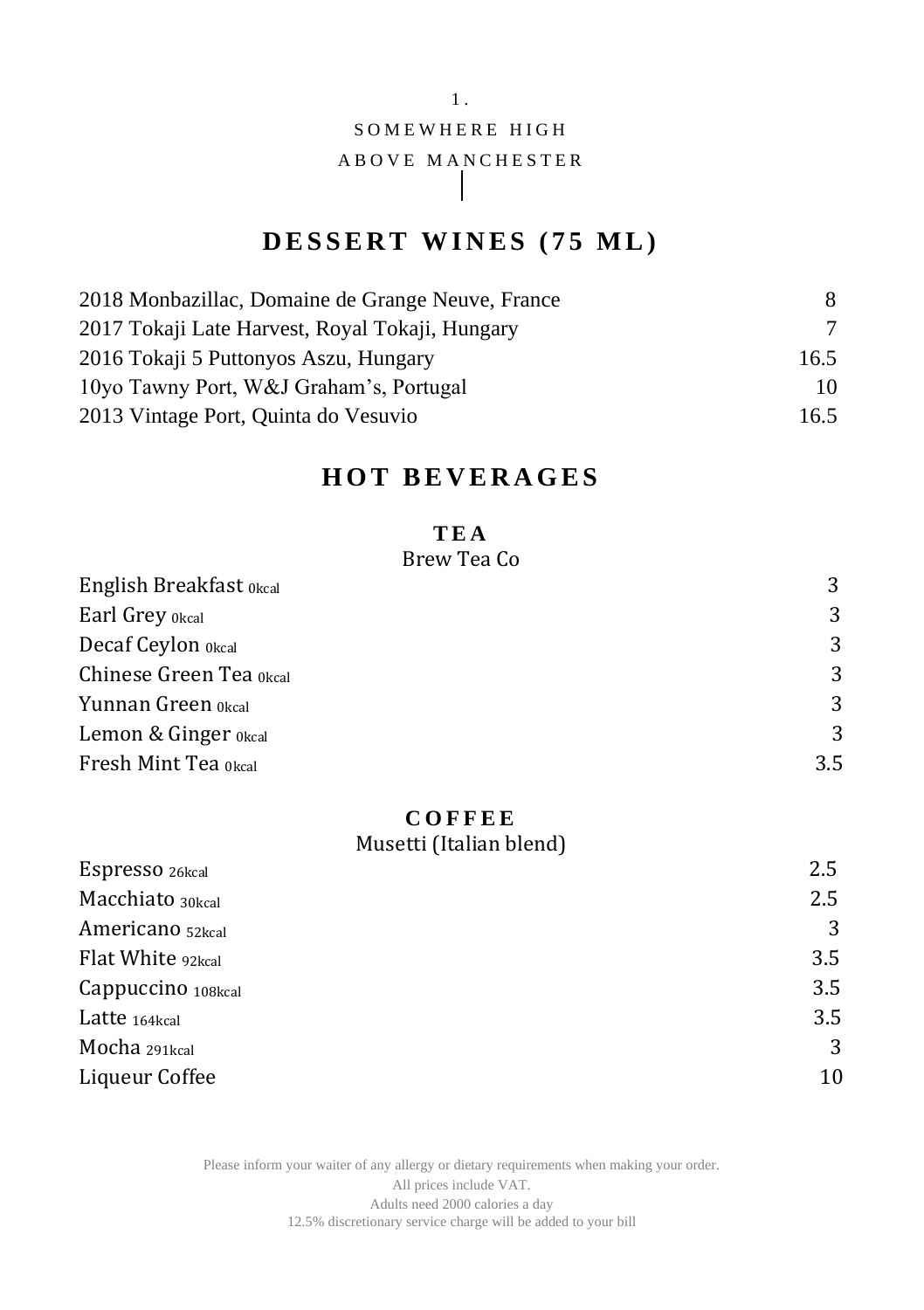SOMEWHERE HIGH
ABOVE MANCHESTER

# DESSERT WINES (75 ML)

| | |
|---|---|
| 2018 Monbazillac, Domaine de Grange Neuve, France | 8 |
| 2017 Tokaji Late Harvest, Royal Tokaji, Hungary | 7 |
| 2016 Tokaji 5 Puttonyos Aszu, Hungary | 16.5 |
| 10yo Tawny Port, W&J Graham's, Portugal | 10 |
| 2013 Vintage Port, Quinta do Vesuvio | 16.5 |

# HOT BEVERAGES

## TEA

Brew Tea Co

| | |
|---|---|
| English Breakfast 0kcal | 3 |
| Earl Grey 0kcal | 3 |
| Decaf Ceylon 0kcal | 3 |
| Chinese Green Tea 0kcal | 3 |
| Yunnan Green 0kcal | 3 |
| Lemon & Ginger 0kcal | 3 |
| Fresh Mint Tea 0kcal | 3.5 |

## COFFEE

Musetti (Italian blend)

| | |
|---|---|
| Espresso 26kcal | 2.5 |
| Macchiato 30kcal | 2.5 |
| Americano 52kcal | 3 |
| Flat White 92kcal | 3.5 |
| Cappuccino 108kcal | 3.5 |
| Latte 164kcal | 3.5 |
| Mocha 291kcal | 3 |
| Liqueur Coffee | 10 |

Please inform your waiter of any allergy or dietary requirements when making your order.
All prices include VAT.
Adults need 2000 calories a day
12.5% discretionary service charge will be added to your bill